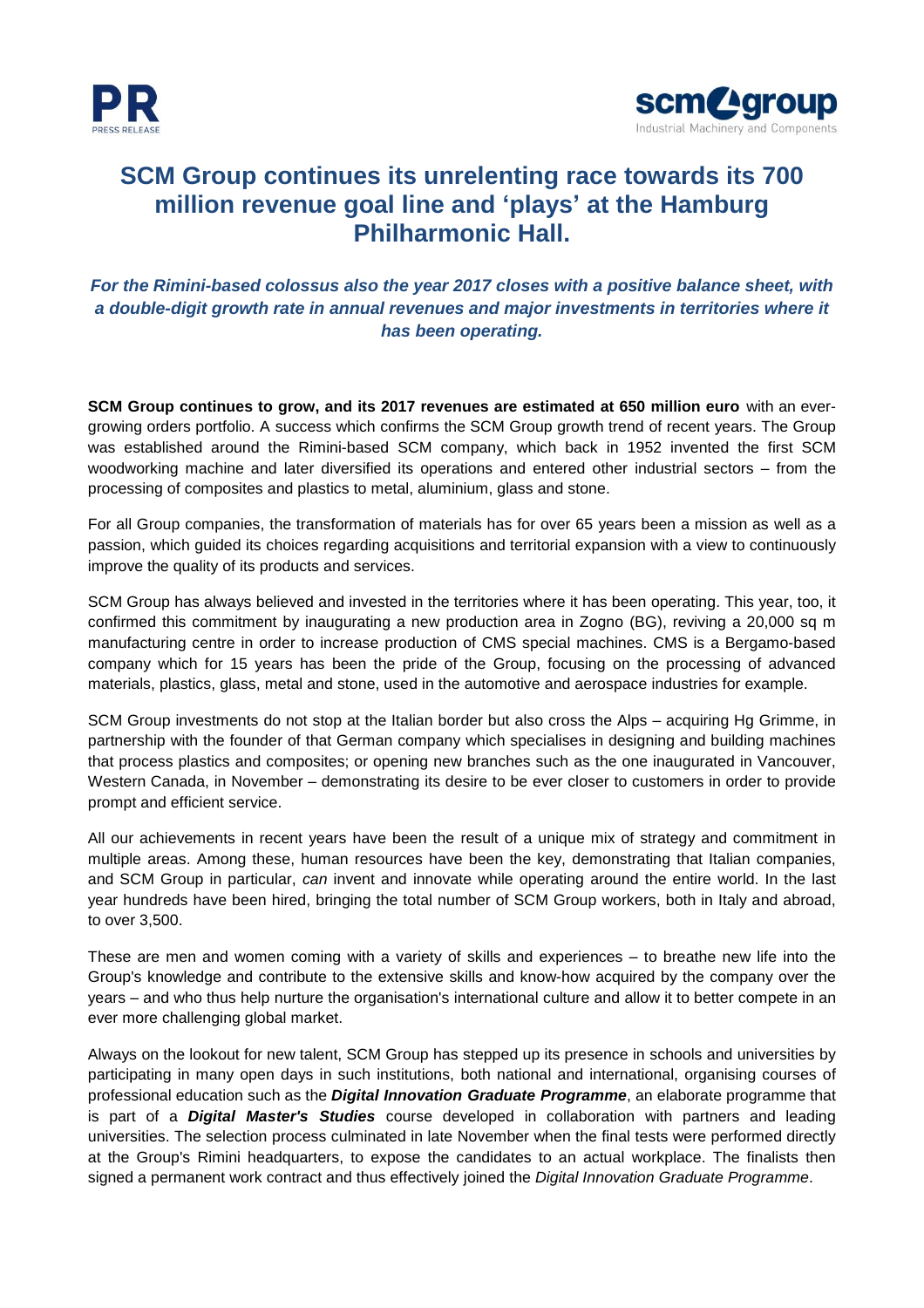# SCM Group continues its unrelenting race towards its 700 million revenue goal line and 'plays' at the Hamburg Philharmonic Hall.

***For the Rimini-based colossus also the year 2017 closes with a positive balance sheet, with a double-digit growth rate in annual revenues and major investments in territories where it has been operating.***

**SCM Group continues to grow, and its 2017 revenues are estimated at 650 million euro** with an ever-growing orders portfolio. A success which confirms the SCM Group growth trend of recent years. The Group was established around the Rimini-based SCM company, which back in 1952 invented the first SCM woodworking machine and later diversified its operations and entered other industrial sectors – from the processing of composites and plastics to metal, aluminium, glass and stone.

For all Group companies, the transformation of materials has for over 65 years been a mission as well as a passion, which guided its choices regarding acquisitions and territorial expansion with a view to continuously improve the quality of its products and services.

SCM Group has always believed and invested in the territories where it has been operating. This year, too, it confirmed this commitment by inaugurating a new production area in Zogno (BG), reviving a 20,000 sq m manufacturing centre in order to increase production of CMS special machines. CMS is a Bergamo-based company which for 15 years has been the pride of the Group, focusing on the processing of advanced materials, plastics, glass, metal and stone, used in the automotive and aerospace industries for example.

SCM Group investments do not stop at the Italian border but also cross the Alps – acquiring Hg Grimme, in partnership with the founder of that German company which specialises in designing and building machines that process plastics and composites; or opening new branches such as the one inaugurated in Vancouver, Western Canada, in November – demonstrating its desire to be ever closer to customers in order to provide prompt and efficient service.

All our achievements in recent years have been the result of a unique mix of strategy and commitment in multiple areas. Among these, human resources have been the key, demonstrating that Italian companies, and SCM Group in particular, *can* invent and innovate while operating around the entire world. In the last year hundreds have been hired, bringing the total number of SCM Group workers, both in Italy and abroad, to over 3,500.

These are men and women coming with a variety of skills and experiences – to breathe new life into the Group's knowledge and contribute to the extensive skills and know-how acquired by the company over the years – and who thus help nurture the organisation's international culture and allow it to better compete in an ever more challenging global market.

Always on the lookout for new talent, SCM Group has stepped up its presence in schools and universities by participating in many open days in such institutions, both national and international, organising courses of professional education such as the ***Digital Innovation Graduate Programme***, an elaborate programme that is part of a ***Digital Master's Studies*** course developed in collaboration with partners and leading universities. The selection process culminated in late November when the final tests were performed directly at the Group's Rimini headquarters, to expose the candidates to an actual workplace. The finalists then signed a permanent work contract and thus effectively joined the *Digital Innovation Graduate Programme*.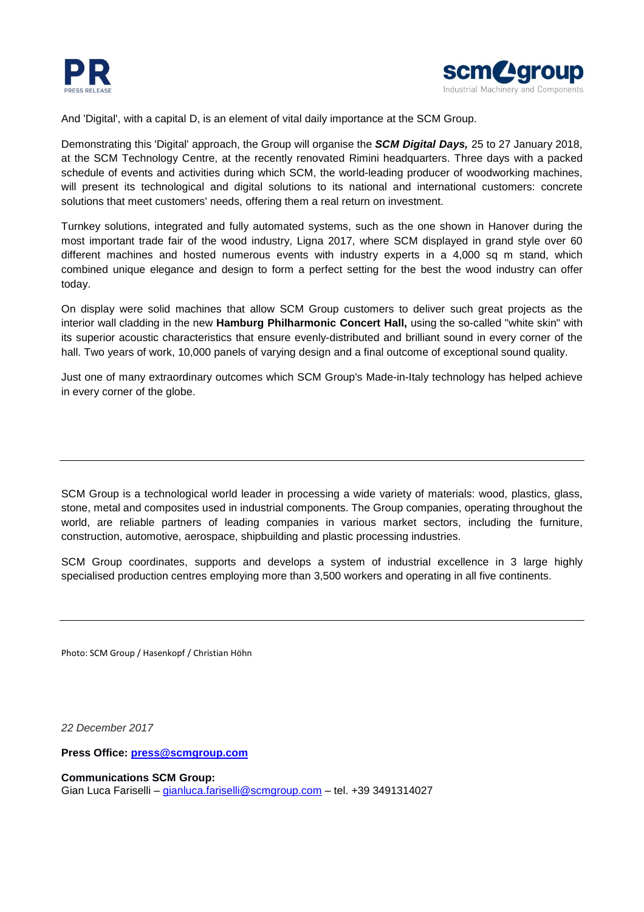And 'Digital', with a capital D, is an element of vital daily importance at the SCM Group.

Demonstrating this 'Digital' approach, the Group will organise the ***SCM Digital Days,*** 25 to 27 January 2018, at the SCM Technology Centre, at the recently renovated Rimini headquarters. Three days with a packed schedule of events and activities during which SCM, the world-leading producer of woodworking machines, will present its technological and digital solutions to its national and international customers: concrete solutions that meet customers' needs, offering them a real return on investment.

Turnkey solutions, integrated and fully automated systems, such as the one shown in Hanover during the most important trade fair of the wood industry, Ligna 2017, where SCM displayed in grand style over 60 different machines and hosted numerous events with industry experts in a 4,000 sq m stand, which combined unique elegance and design to form a perfect setting for the best the wood industry can offer today.

On display were solid machines that allow SCM Group customers to deliver such great projects as the interior wall cladding in the new **Hamburg Philharmonic Concert Hall,** using the so-called "white skin" with its superior acoustic characteristics that ensure evenly-distributed and brilliant sound in every corner of the hall. Two years of work, 10,000 panels of varying design and a final outcome of exceptional sound quality.

Just one of many extraordinary outcomes which SCM Group's Made-in-Italy technology has helped achieve in every corner of the globe.

---

SCM Group is a technological world leader in processing a wide variety of materials: wood, plastics, glass, stone, metal and composites used in industrial components. The Group companies, operating throughout the world, are reliable partners of leading companies in various market sectors, including the furniture, construction, automotive, aerospace, shipbuilding and plastic processing industries.

SCM Group coordinates, supports and develops a system of industrial excellence in 3 large highly specialised production centres employing more than 3,500 workers and operating in all five continents.

---

Photo: SCM Group / Hasenkopf / Christian Höhn

*22 December 2017*

**Press Office: press@scmgroup.com**

**Communications SCM Group:**
Gian Luca Fariselli – gianluca.fariselli@scmgroup.com – tel. +39 3491314027